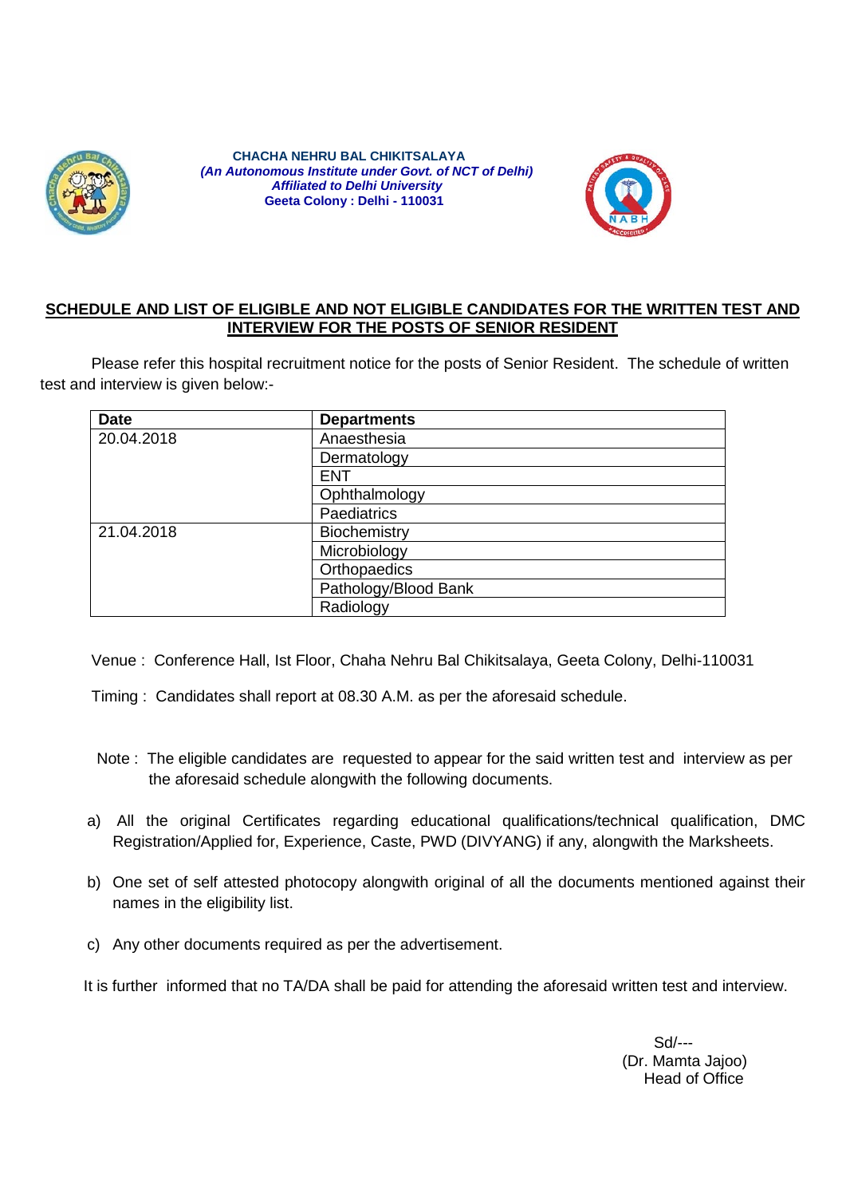**CHACHA NEHRU BAL CHIKITSALAYA**
***(An Autonomous Institute under Govt. of NCT of Delhi)***
***Affiliated to Delhi University***
**Geeta Colony : Delhi - 110031**

## SCHEDULE AND LIST OF ELIGIBLE AND NOT ELIGIBLE CANDIDATES FOR THE WRITTEN TEST AND INTERVIEW FOR THE POSTS OF SENIOR RESIDENT

Please refer this hospital recruitment notice for the posts of Senior Resident. The schedule of written test and interview is given below:-

| Date | Departments |
|---|---|
| 20.04.2018 | Anaesthesia |
| | Dermatology |
| | ENT |
| | Ophthalmology |
| | Paediatrics |
| 21.04.2018 | Biochemistry |
| | Microbiology |
| | Orthopaedics |
| | Pathology/Blood Bank |
| | Radiology |

Venue : Conference Hall, Ist Floor, Chaha Nehru Bal Chikitsalaya, Geeta Colony, Delhi-110031

Timing : Candidates shall report at 08.30 A.M. as per the aforesaid schedule.

Note : The eligible candidates are requested to appear for the said written test and interview as per the aforesaid schedule alongwith the following documents.

a) All the original Certificates regarding educational qualifications/technical qualification, DMC Registration/Applied for, Experience, Caste, PWD (DIVYANG) if any, alongwith the Marksheets.

b) One set of self attested photocopy alongwith original of all the documents mentioned against their names in the eligibility list.

c) Any other documents required as per the advertisement.

It is further informed that no TA/DA shall be paid for attending the aforesaid written test and interview.

Sd/---
(Dr. Mamta Jajoo)
Head of Office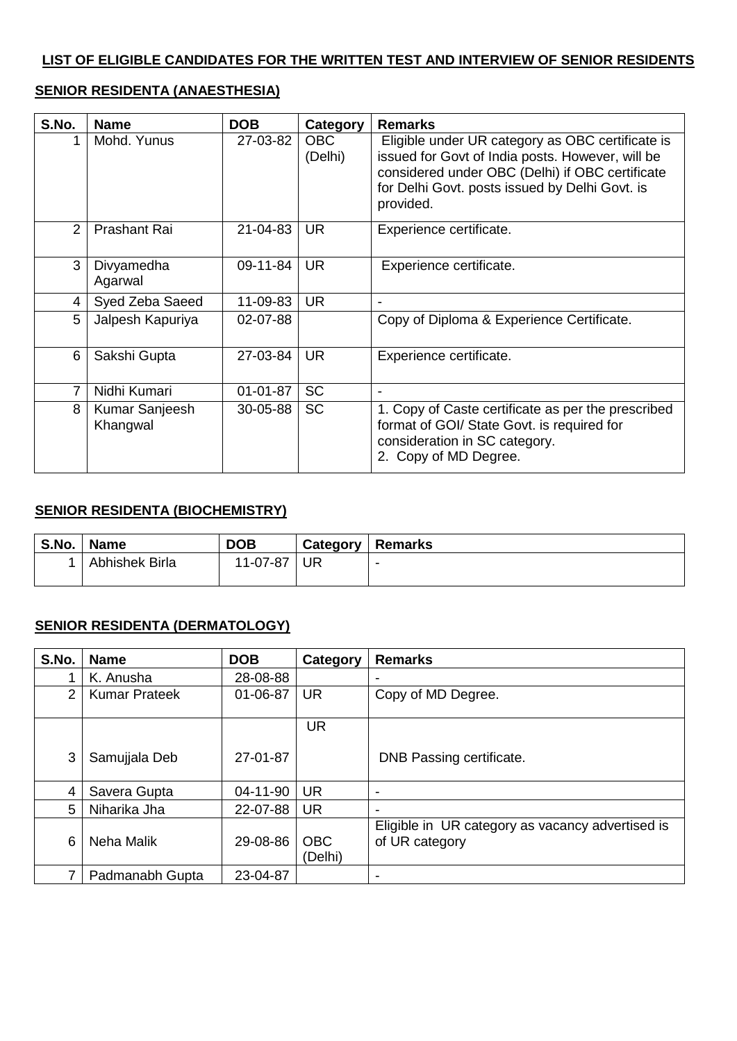**LIST OF ELIGIBLE CANDIDATES FOR THE WRITTEN TEST AND INTERVIEW OF SENIOR RESIDENTS**

**SENIOR RESIDENTA (ANAESTHESIA)**

| S.No. | Name | DOB | Category | Remarks |
|---|---|---|---|---|
| 1 | Mohd. Yunus | 27-03-82 | OBC (Delhi) | Eligible under UR category as OBC certificate is issued for Govt of India posts. However, will be considered under OBC (Delhi) if OBC certificate for Delhi Govt. posts issued by Delhi Govt. is provided. |
| 2 | Prashant Rai | 21-04-83 | UR | Experience certificate. |
| 3 | Divyamedha Agarwal | 09-11-84 | UR | Experience certificate. |
| 4 | Syed Zeba Saeed | 11-09-83 | UR | - |
| 5 | Jalpesh Kapuriya | 02-07-88 | | Copy of Diploma & Experience Certificate. |
| 6 | Sakshi Gupta | 27-03-84 | UR | Experience certificate. |
| 7 | Nidhi Kumari | 01-01-87 | SC | - |
| 8 | Kumar Sanjeesh Khangwal | 30-05-88 | SC | 1. Copy of Caste certificate as per the prescribed format of GOI/ State Govt. is required for consideration in SC category. 2. Copy of MD Degree. |

**SENIOR RESIDENTA (BIOCHEMISTRY)**

| S.No. | Name | DOB | Category | Remarks |
|---|---|---|---|---|
| 1 | Abhishek Birla | 11-07-87 | UR | - |

**SENIOR RESIDENTA (DERMATOLOGY)**

| S.No. | Name | DOB | Category | Remarks |
|---|---|---|---|---|
| 1 | K. Anusha | 28-08-88 | | - |
| 2 | Kumar Prateek | 01-06-87 | UR | Copy of MD Degree. |
| 3 | Samujjala Deb | 27-01-87 | UR | DNB Passing certificate. |
| 4 | Savera Gupta | 04-11-90 | UR | - |
| 5 | Niharika Jha | 22-07-88 | UR | - |
| 6 | Neha Malik | 29-08-86 | OBC (Delhi) | Eligible in UR category as vacancy advertised is of UR category |
| 7 | Padmanabh Gupta | 23-04-87 | | - |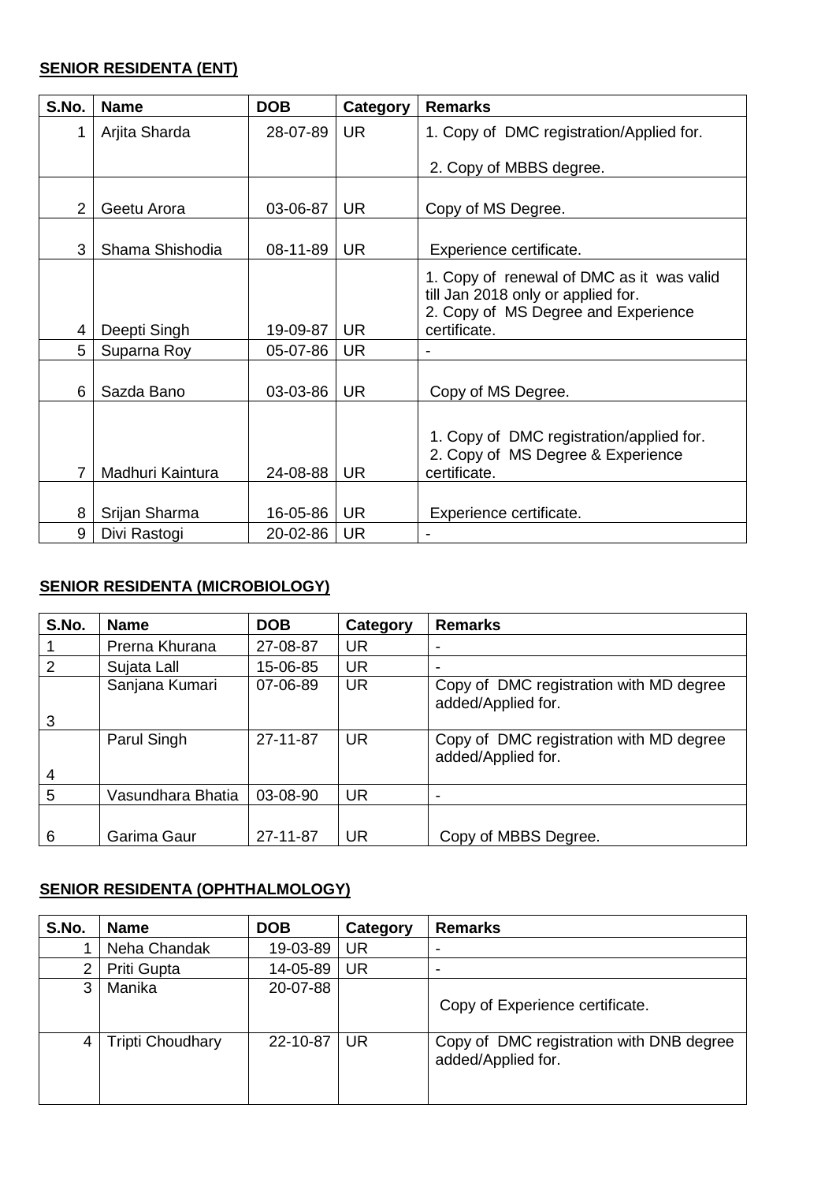**SENIOR RESIDENTA (ENT)**

| S.No. | Name | DOB | Category | Remarks |
|---|---|---|---|---|
| 1 | Arjita Sharda | 28-07-89 | UR | 1. Copy of DMC registration/Applied for. 2. Copy of MBBS degree. |
| 2 | Geetu Arora | 03-06-87 | UR | Copy of MS Degree. |
| 3 | Shama Shishodia | 08-11-89 | UR | Experience certificate. |
| 4 | Deepti Singh | 19-09-87 | UR | 1. Copy of renewal of DMC as it was valid till Jan 2018 only or applied for. 2. Copy of MS Degree and Experience certificate. |
| 5 | Suparna Roy | 05-07-86 | UR | - |
| 6 | Sazda Bano | 03-03-86 | UR | Copy of MS Degree. |
| 7 | Madhuri Kaintura | 24-08-88 | UR | 1. Copy of DMC registration/applied for. 2. Copy of MS Degree & Experience certificate. |
| 8 | Srijan Sharma | 16-05-86 | UR | Experience certificate. |
| 9 | Divi Rastogi | 20-02-86 | UR | - |

**SENIOR RESIDENTA (MICROBIOLOGY)**

| S.No. | Name | DOB | Category | Remarks |
|---|---|---|---|---|
| 1 | Prerna Khurana | 27-08-87 | UR | - |
| 2 | Sujata Lall | 15-06-85 | UR | - |
| 3 | Sanjana Kumari | 07-06-89 | UR | Copy of DMC registration with MD degree added/Applied for. |
| 4 | Parul Singh | 27-11-87 | UR | Copy of DMC registration with MD degree added/Applied for. |
| 5 | Vasundhara Bhatia | 03-08-90 | UR | - |
| 6 | Garima Gaur | 27-11-87 | UR | Copy of MBBS Degree. |

**SENIOR RESIDENTA (OPHTHALMOLOGY)**

| S.No. | Name | DOB | Category | Remarks |
|---|---|---|---|---|
| 1 | Neha Chandak | 19-03-89 | UR | - |
| 2 | Priti Gupta | 14-05-89 | UR | - |
| 3 | Manika | 20-07-88 | | Copy of Experience certificate. |
| 4 | Tripti Choudhary | 22-10-87 | UR | Copy of DMC registration with DNB degree added/Applied for. |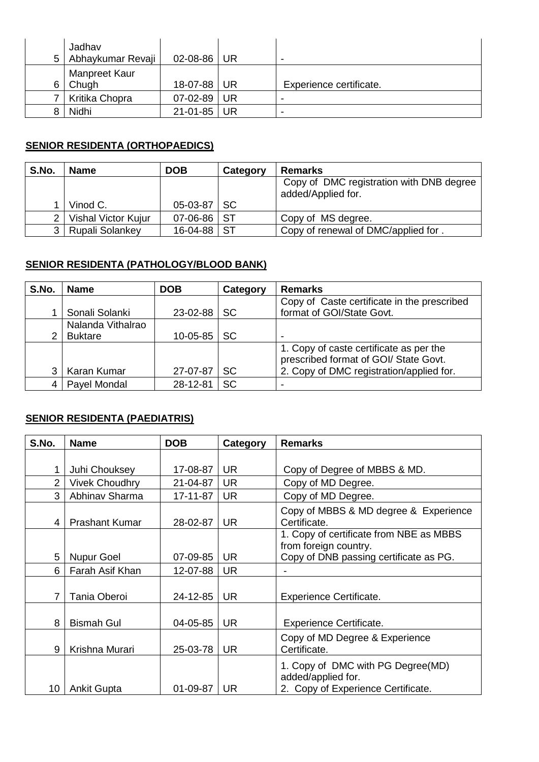| | | | | |
|---|---|---|---|---|
| 5 | Jadhav Abhaykumar Revaji | 02-08-86 | UR | - |
| 6 | Manpreet Kaur Chugh | 18-07-88 | UR | Experience certificate. |
| 7 | Kritika Chopra | 07-02-89 | UR | - |
| 8 | Nidhi | 21-01-85 | UR | - |

**SENIOR RESIDENTA (ORTHOPAEDICS)**

| S.No. | Name | DOB | Category | Remarks |
|---|---|---|---|---|
| 1 | Vinod C. | 05-03-87 | SC | Copy of DMC registration with DNB degree added/Applied for. |
| 2 | Vishal Victor Kujur | 07-06-86 | ST | Copy of MS degree. |
| 3 | Rupali Solankey | 16-04-88 | ST | Copy of renewal of DMC/applied for . |

**SENIOR RESIDENTA (PATHOLOGY/BLOOD BANK)**

| S.No. | Name | DOB | Category | Remarks |
|---|---|---|---|---|
| 1 | Sonali Solanki | 23-02-88 | SC | Copy of Caste certificate in the prescribed format of GOI/State Govt. |
| 2 | Nalanda Vithalrao Buktare | 10-05-85 | SC | - |
| 3 | Karan Kumar | 27-07-87 | SC | 1. Copy of caste certificate as per the prescribed format of GOI/ State Govt. 2. Copy of DMC registration/applied for. |
| 4 | Payel Mondal | 28-12-81 | SC | - |

**SENIOR RESIDENTA (PAEDIATRIS)**

| S.No. | Name | DOB | Category | Remarks |
|---|---|---|---|---|
| 1 | Juhi Chouksey | 17-08-87 | UR | Copy of Degree of MBBS & MD. |
| 2 | Vivek Choudhry | 21-04-87 | UR | Copy of MD Degree. |
| 3 | Abhinav Sharma | 17-11-87 | UR | Copy of MD Degree. |
| 4 | Prashant Kumar | 28-02-87 | UR | Copy of MBBS & MD degree & Experience Certificate. |
| 5 | Nupur Goel | 07-09-85 | UR | 1. Copy of certificate from NBE as MBBS from foreign country. Copy of DNB passing certificate as PG. |
| 6 | Farah Asif Khan | 12-07-88 | UR | - |
| 7 | Tania Oberoi | 24-12-85 | UR | Experience Certificate. |
| 8 | Bismah Gul | 04-05-85 | UR | Experience Certificate. |
| 9 | Krishna Murari | 25-03-78 | UR | Copy of MD Degree & Experience Certificate. |
| 10 | Ankit Gupta | 01-09-87 | UR | 1. Copy of DMC with PG Degree(MD) added/applied for. 2. Copy of Experience Certificate. |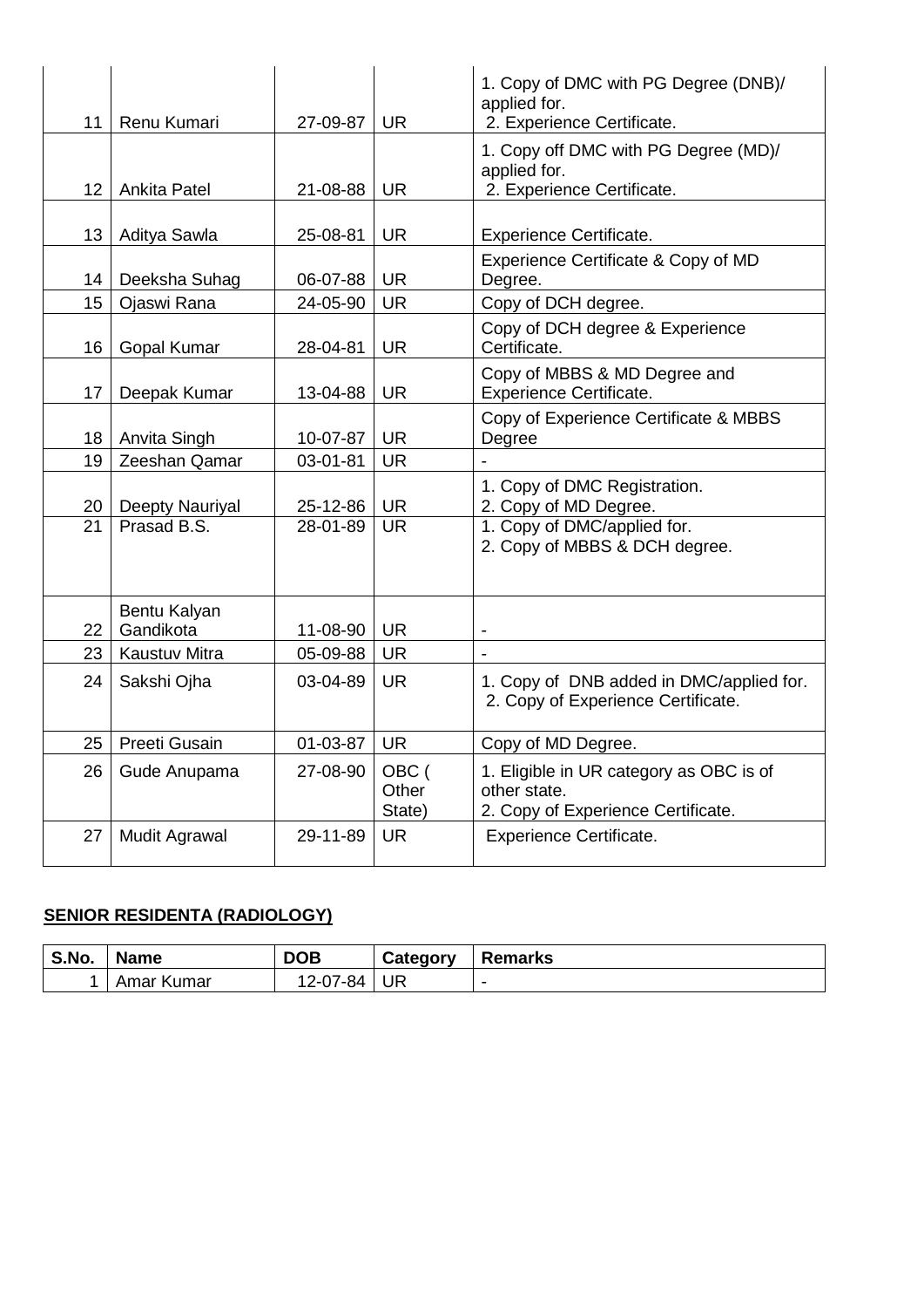| | | | | |
|---|---|---|---|---|
| 11 | Renu Kumari | 27-09-87 | UR | 1. Copy of DMC with PG Degree (DNB)/ applied for.<br>2. Experience Certificate. |
| 12 | Ankita Patel | 21-08-88 | UR | 1. Copy off DMC with PG Degree (MD)/ applied for.<br>2. Experience Certificate. |
| 13 | Aditya Sawla | 25-08-81 | UR | Experience Certificate. |
| 14 | Deeksha Suhag | 06-07-88 | UR | Experience Certificate & Copy of MD Degree. |
| 15 | Ojaswi Rana | 24-05-90 | UR | Copy of DCH degree. |
| 16 | Gopal Kumar | 28-04-81 | UR | Copy of DCH degree & Experience Certificate. |
| 17 | Deepak Kumar | 13-04-88 | UR | Copy of MBBS & MD Degree and Experience Certificate. |
| 18 | Anvita Singh | 10-07-87 | UR | Copy of Experience Certificate & MBBS Degree |
| 19 | Zeeshan Qamar | 03-01-81 | UR | - |
| 20 | Deepty Nauriyal | 25-12-86 | UR | 1. Copy of DMC Registration.<br>2. Copy of MD Degree. |
| 21 | Prasad B.S. | 28-01-89 | UR | 1. Copy of DMC/applied for.<br>2. Copy of MBBS & DCH degree. |
| 22 | Bentu Kalyan Gandikota | 11-08-90 | UR | - |
| 23 | Kaustuv Mitra | 05-09-88 | UR | - |
| 24 | Sakshi Ojha | 03-04-89 | UR | 1. Copy of DNB added in DMC/applied for.<br>2. Copy of Experience Certificate. |
| 25 | Preeti Gusain | 01-03-87 | UR | Copy of MD Degree. |
| 26 | Gude Anupama | 27-08-90 | OBC ( Other State) | 1. Eligible in UR category as OBC is of other state.<br>2. Copy of Experience Certificate. |
| 27 | Mudit Agrawal | 29-11-89 | UR | Experience Certificate. |

**SENIOR RESIDENTA (RADIOLOGY)**

| S.No. | Name | DOB | Category | Remarks |
|---|---|---|---|---|
| 1 | Amar Kumar | 12-07-84 | UR | - |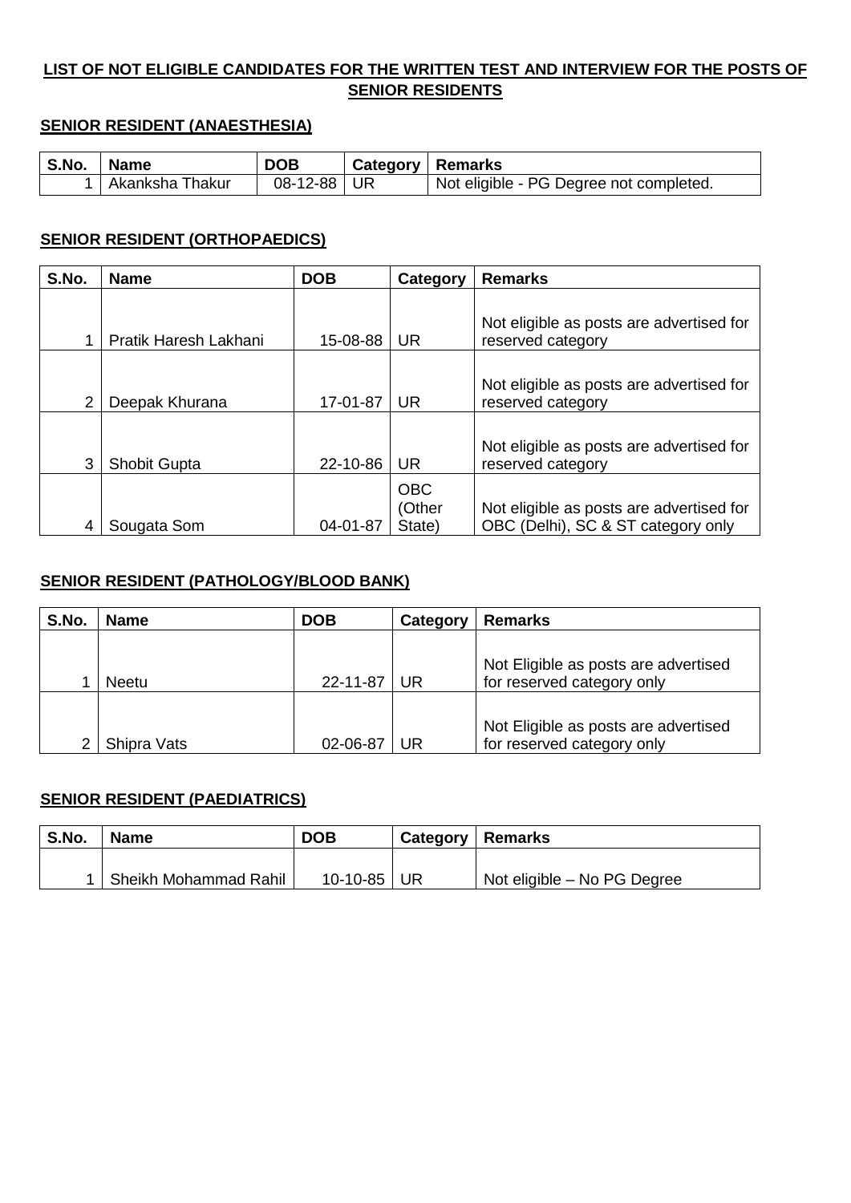# LIST OF NOT ELIGIBLE CANDIDATES FOR THE WRITTEN TEST AND INTERVIEW FOR THE POSTS OF SENIOR RESIDENTS

## SENIOR RESIDENT (ANAESTHESIA)

| S.No. | Name | DOB | Category | Remarks |
|---|---|---|---|---|
| 1 | Akanksha Thakur | 08-12-88 | UR | Not eligible - PG Degree not completed. |

## SENIOR RESIDENT (ORTHOPAEDICS)

| S.No. | Name | DOB | Category | Remarks |
|---|---|---|---|---|
| 1 | Pratik Haresh Lakhani | 15-08-88 | UR | Not eligible as posts are advertised for reserved category |
| 2 | Deepak Khurana | 17-01-87 | UR | Not eligible as posts are advertised for reserved category |
| 3 | Shobit Gupta | 22-10-86 | UR | Not eligible as posts are advertised for reserved category |
| 4 | Sougata Som | 04-01-87 | OBC (Other State) | Not eligible as posts are advertised for OBC (Delhi), SC & ST category only |

## SENIOR RESIDENT (PATHOLOGY/BLOOD BANK)

| S.No. | Name | DOB | Category | Remarks |
|---|---|---|---|---|
| 1 | Neetu | 22-11-87 | UR | Not Eligible as posts are advertised for reserved category only |
| 2 | Shipra Vats | 02-06-87 | UR | Not Eligible as posts are advertised for reserved category only |

## SENIOR RESIDENT (PAEDIATRICS)

| S.No. | Name | DOB | Category | Remarks |
|---|---|---|---|---|
| 1 | Sheikh Mohammad Rahil | 10-10-85 | UR | Not eligible – No PG Degree |